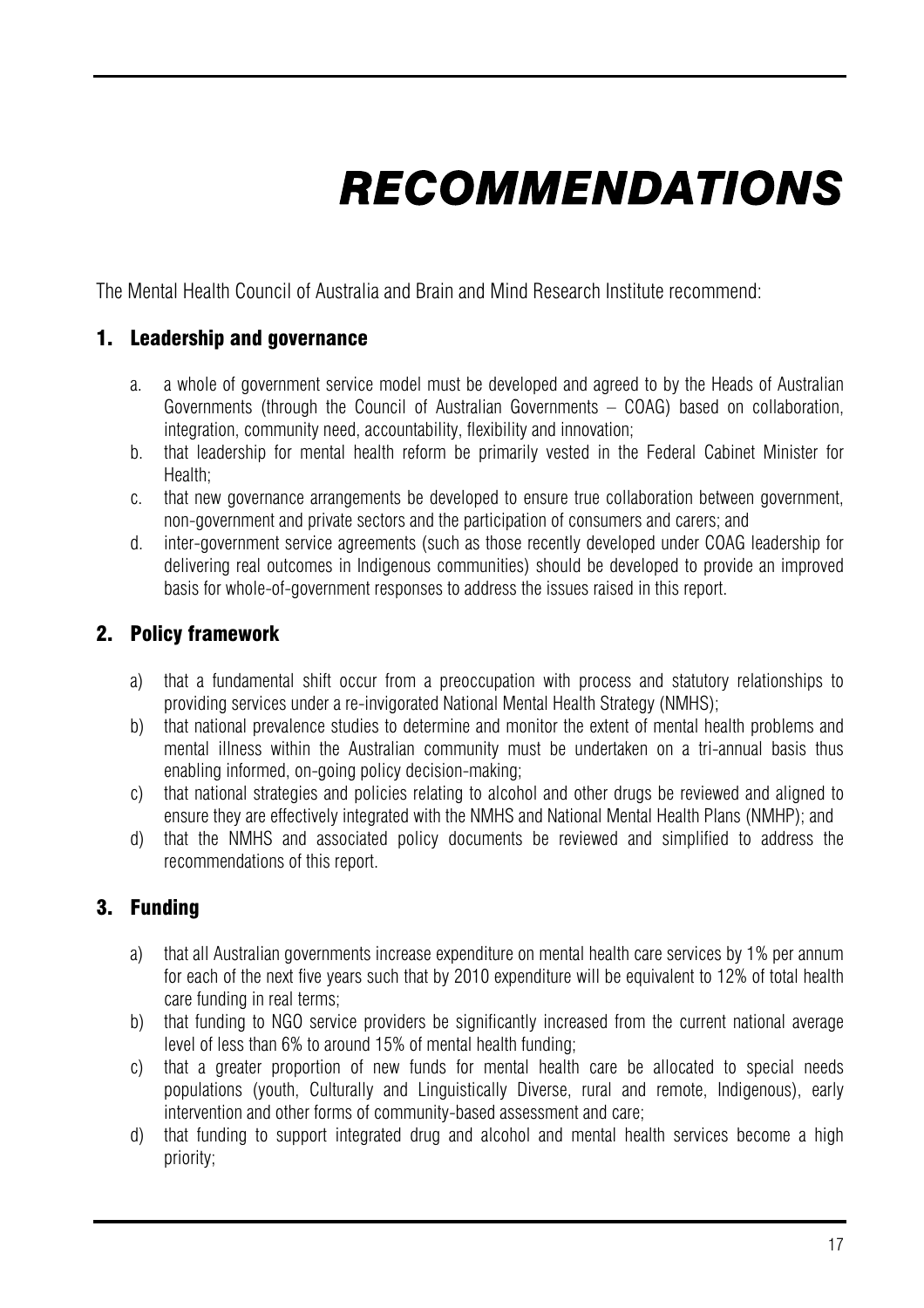# RECOMMENDATIONS

The Mental Health Council of Australia and Brain and Mind Research Institute recommend:

## 1. Leadership and governance

a. a whole of government service model must be developed and agreed to by the Heads of Australian Governments (through the Council of Australian Governments – COAG) based on collaboration, integration, community need, accountability, flexibility and innovation;

b. that leadership for mental health reform be primarily vested in the Federal Cabinet Minister for Health;

c. that new governance arrangements be developed to ensure true collaboration between government, non-government and private sectors and the participation of consumers and carers; and

d. inter-government service agreements (such as those recently developed under COAG leadership for delivering real outcomes in Indigenous communities) should be developed to provide an improved basis for whole-of-government responses to address the issues raised in this report.

## 2. Policy framework

a) that a fundamental shift occur from a preoccupation with process and statutory relationships to providing services under a re-invigorated National Mental Health Strategy (NMHS);

b) that national prevalence studies to determine and monitor the extent of mental health problems and mental illness within the Australian community must be undertaken on a tri-annual basis thus enabling informed, on-going policy decision-making;

c) that national strategies and policies relating to alcohol and other drugs be reviewed and aligned to ensure they are effectively integrated with the NMHS and National Mental Health Plans (NMHP); and

d) that the NMHS and associated policy documents be reviewed and simplified to address the recommendations of this report.

## 3. Funding

a) that all Australian governments increase expenditure on mental health care services by 1% per annum for each of the next five years such that by 2010 expenditure will be equivalent to 12% of total health care funding in real terms;

b) that funding to NGO service providers be significantly increased from the current national average level of less than 6% to around 15% of mental health funding;

c) that a greater proportion of new funds for mental health care be allocated to special needs populations (youth, Culturally and Linguistically Diverse, rural and remote, Indigenous), early intervention and other forms of community-based assessment and care;

d) that funding to support integrated drug and alcohol and mental health services become a high priority;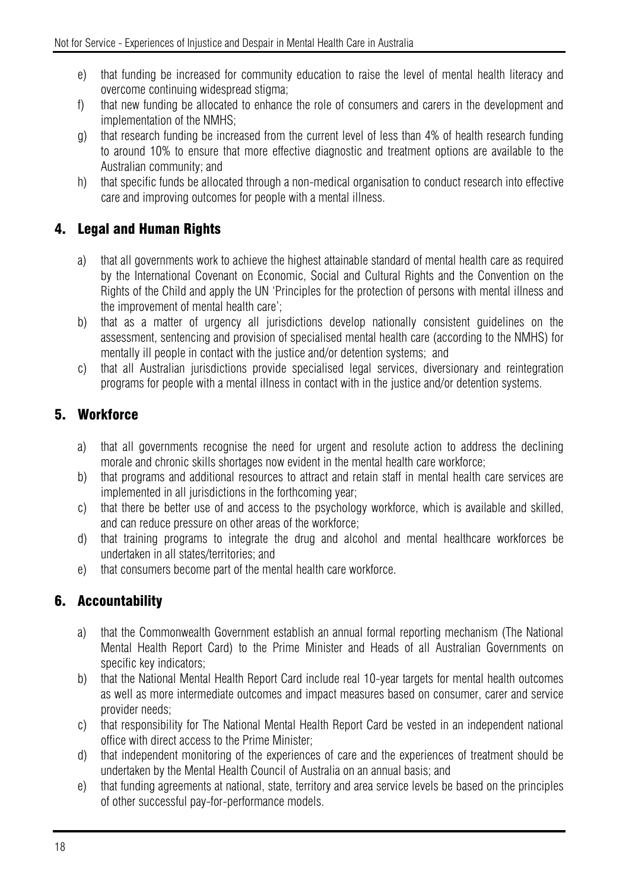e) that funding be increased for community education to raise the level of mental health literacy and overcome continuing widespread stigma;

f) that new funding be allocated to enhance the role of consumers and carers in the development and implementation of the NMHS;

g) that research funding be increased from the current level of less than 4% of health research funding to around 10% to ensure that more effective diagnostic and treatment options are available to the Australian community; and

h) that specific funds be allocated through a non-medical organisation to conduct research into effective care and improving outcomes for people with a mental illness.

## 4. Legal and Human Rights

a) that all governments work to achieve the highest attainable standard of mental health care as required by the International Covenant on Economic, Social and Cultural Rights and the Convention on the Rights of the Child and apply the UN 'Principles for the protection of persons with mental illness and the improvement of mental health care';

b) that as a matter of urgency all jurisdictions develop nationally consistent guidelines on the assessment, sentencing and provision of specialised mental health care (according to the NMHS) for mentally ill people in contact with the justice and/or detention systems; and

c) that all Australian jurisdictions provide specialised legal services, diversionary and reintegration programs for people with a mental illness in contact with in the justice and/or detention systems.

## 5. Workforce

a) that all governments recognise the need for urgent and resolute action to address the declining morale and chronic skills shortages now evident in the mental health care workforce;

b) that programs and additional resources to attract and retain staff in mental health care services are implemented in all jurisdictions in the forthcoming year;

c) that there be better use of and access to the psychology workforce, which is available and skilled, and can reduce pressure on other areas of the workforce;

d) that training programs to integrate the drug and alcohol and mental healthcare workforces be undertaken in all states/territories; and

e) that consumers become part of the mental health care workforce.

## 6. Accountability

a) that the Commonwealth Government establish an annual formal reporting mechanism (The National Mental Health Report Card) to the Prime Minister and Heads of all Australian Governments on specific key indicators;

b) that the National Mental Health Report Card include real 10-year targets for mental health outcomes as well as more intermediate outcomes and impact measures based on consumer, carer and service provider needs;

c) that responsibility for The National Mental Health Report Card be vested in an independent national office with direct access to the Prime Minister;

d) that independent monitoring of the experiences of care and the experiences of treatment should be undertaken by the Mental Health Council of Australia on an annual basis; and

e) that funding agreements at national, state, territory and area service levels be based on the principles of other successful pay-for-performance models.